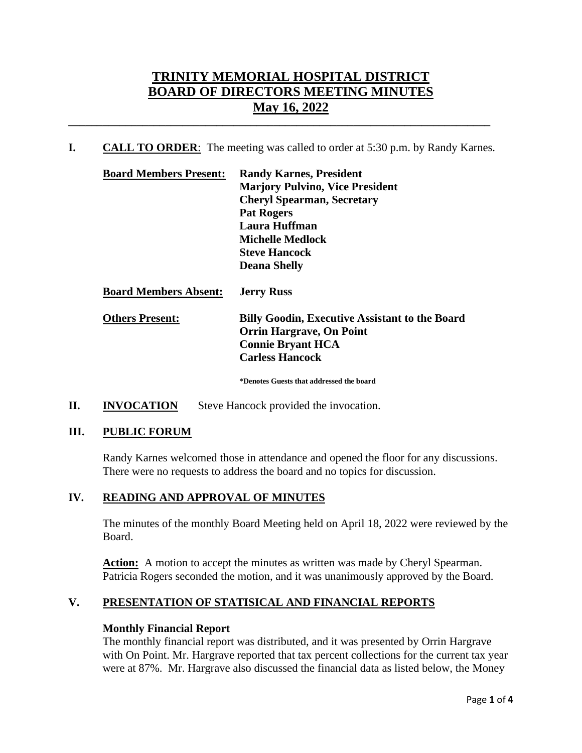# TRINITY MEMORIAL HOSPITAL DISTRICT
# BOARD OF DIRECTORS MEETING MINUTES
# May 16, 2022

---

## I. CALL TO ORDER

The meeting was called to order at 5:30 p.m. by Randy Karnes.

**Board Members Present:**
- **Randy Karnes, President**
- **Marjory Pulvino, Vice President**
- **Cheryl Spearman, Secretary**
- **Pat Rogers**
- **Laura Huffman**
- **Michelle Medlock**
- **Steve Hancock**
- **Deana Shelly**

**Board Members Absent:** **Jerry Russ**

**Others Present:**
- **Billy Goodin, Executive Assistant to the Board**
- **Orrin Hargrave, On Point**
- **Connie Bryant HCA**
- **Carless Hancock**

**\*Denotes Guests that addressed the board**

## II. INVOCATION

Steve Hancock provided the invocation.

## III. PUBLIC FORUM

Randy Karnes welcomed those in attendance and opened the floor for any discussions. There were no requests to address the board and no topics for discussion.

## IV. READING AND APPROVAL OF MINUTES

The minutes of the monthly Board Meeting held on April 18, 2022 were reviewed by the Board.

**Action:** A motion to accept the minutes as written was made by Cheryl Spearman. Patricia Rogers seconded the motion, and it was unanimously approved by the Board.

## V. PRESENTATION OF STATISICAL AND FINANCIAL REPORTS

### Monthly Financial Report

The monthly financial report was distributed, and it was presented by Orrin Hargrave with On Point. Mr. Hargrave reported that tax percent collections for the current tax year were at 87%. Mr. Hargrave also discussed the financial data as listed below, the Money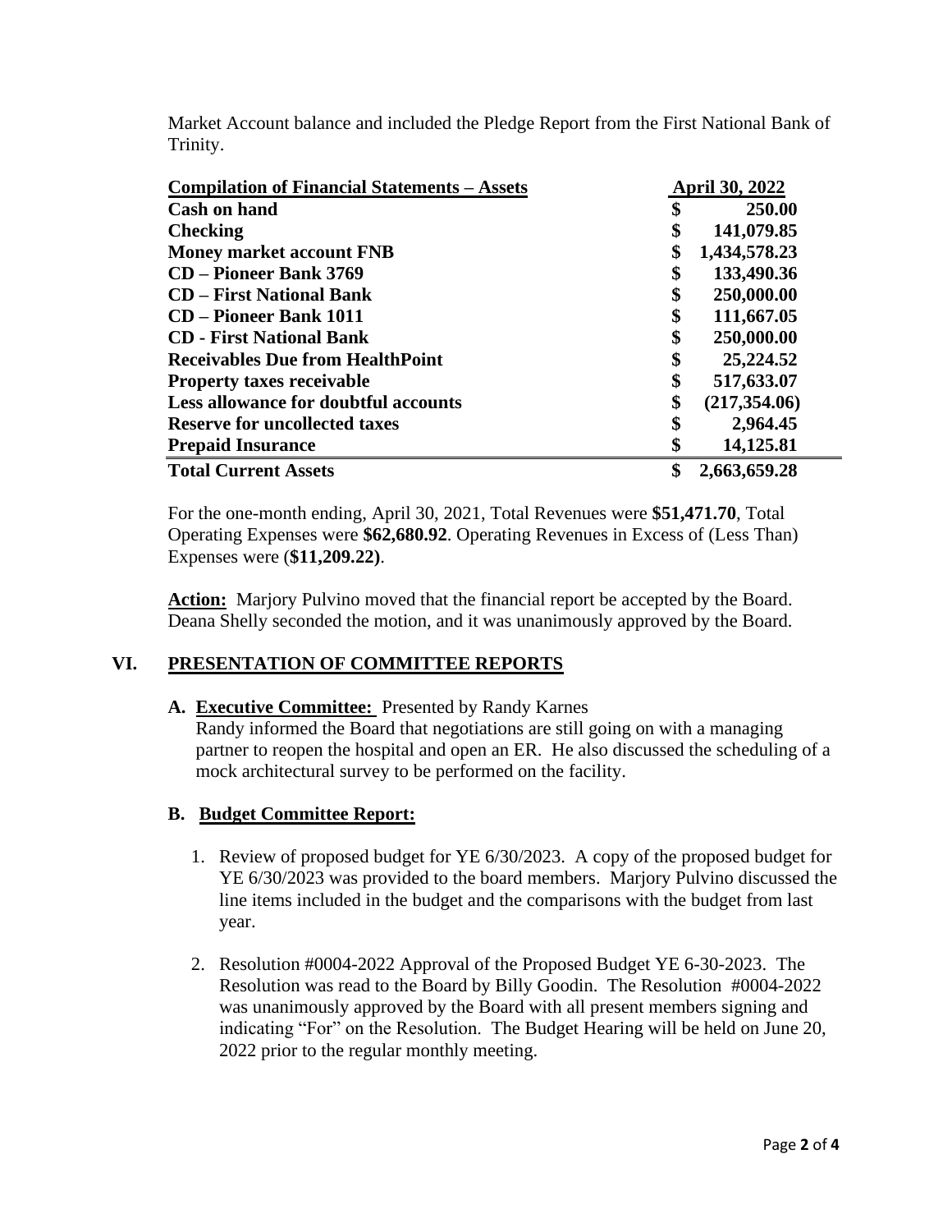Market Account balance and included the Pledge Report from the First National Bank of Trinity.

| **Compilation of Financial Statements – Assets** | **April 30, 2022** |
|---|---|
| **Cash on hand** | **$ 250.00** |
| **Checking** | **$ 141,079.85** |
| **Money market account FNB** | **$ 1,434,578.23** |
| **CD – Pioneer Bank 3769** | **$ 133,490.36** |
| **CD – First National Bank** | **$ 250,000.00** |
| **CD – Pioneer Bank 1011** | **$ 111,667.05** |
| **CD - First National Bank** | **$ 250,000.00** |
| **Receivables Due from HealthPoint** | **$ 25,224.52** |
| **Property taxes receivable** | **$ 517,633.07** |
| **Less allowance for doubtful accounts** | **$ (217,354.06)** |
| **Reserve for uncollected taxes** | **$ 2,964.45** |
| **Prepaid Insurance** | **$ 14,125.81** |
| **Total Current Assets** | **$ 2,663,659.28** |

For the one-month ending, April 30, 2021, Total Revenues were **$51,471.70**, Total Operating Expenses were **$62,680.92**. Operating Revenues in Excess of (Less Than) Expenses were (**$11,209.22)**.

**Action:** Marjory Pulvino moved that the financial report be accepted by the Board. Deana Shelly seconded the motion, and it was unanimously approved by the Board.

## VI. PRESENTATION OF COMMITTEE REPORTS

**A. Executive Committee:** Presented by Randy Karnes

Randy informed the Board that negotiations are still going on with a managing partner to reopen the hospital and open an ER. He also discussed the scheduling of a mock architectural survey to be performed on the facility.

**B. Budget Committee Report:**

1. Review of proposed budget for YE 6/30/2023. A copy of the proposed budget for YE 6/30/2023 was provided to the board members. Marjory Pulvino discussed the line items included in the budget and the comparisons with the budget from last year.

2. Resolution #0004-2022 Approval of the Proposed Budget YE 6-30-2023. The Resolution was read to the Board by Billy Goodin. The Resolution #0004-2022 was unanimously approved by the Board with all present members signing and indicating "For" on the Resolution. The Budget Hearing will be held on June 20, 2022 prior to the regular monthly meeting.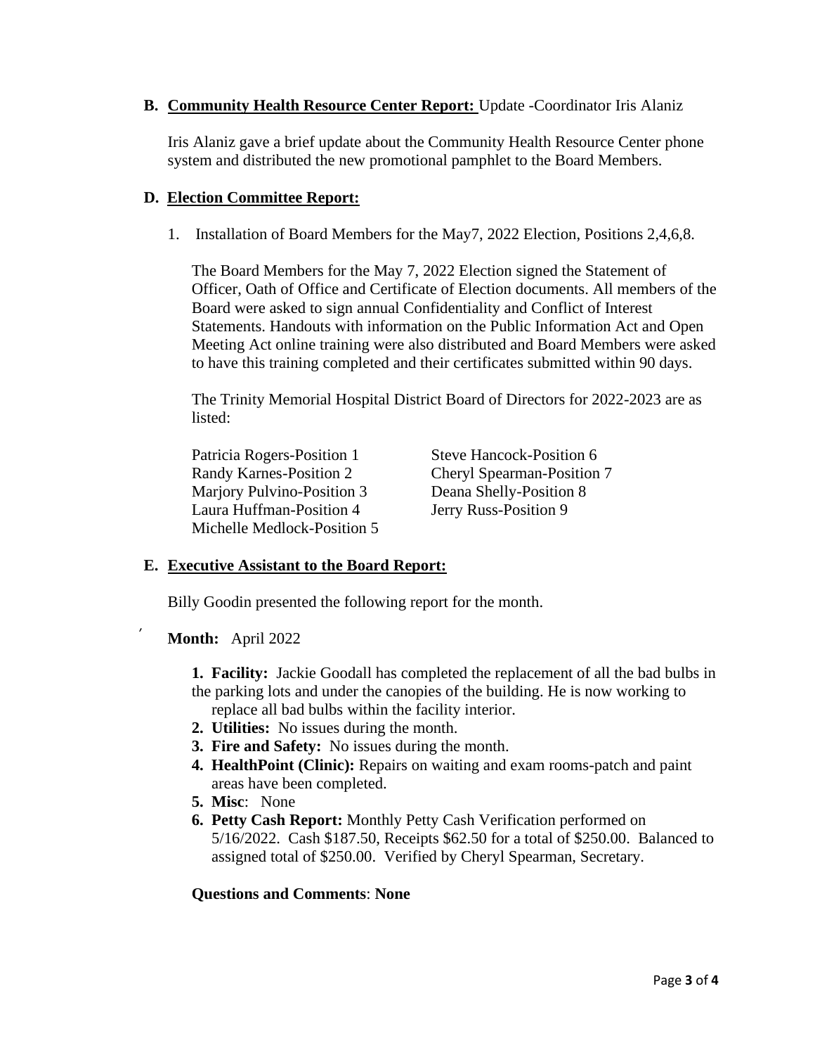**B. Community Health Resource Center Report:** Update -Coordinator Iris Alaniz

Iris Alaniz gave a brief update about the Community Health Resource Center phone system and distributed the new promotional pamphlet to the Board Members.

**D. Election Committee Report:**

1. Installation of Board Members for the May7, 2022 Election, Positions 2,4,6,8.

   The Board Members for the May 7, 2022 Election signed the Statement of Officer, Oath of Office and Certificate of Election documents. All members of the Board were asked to sign annual Confidentiality and Conflict of Interest Statements. Handouts with information on the Public Information Act and Open Meeting Act online training were also distributed and Board Members were asked to have this training completed and their certificates submitted within 90 days.

   The Trinity Memorial Hospital District Board of Directors for 2022-2023 are as listed:

   Patricia Rogers-Position 1
   Randy Karnes-Position 2
   Marjory Pulvino-Position 3
   Laura Huffman-Position 4
   Michelle Medlock-Position 5
   Steve Hancock-Position 6
   Cheryl Spearman-Position 7
   Deana Shelly-Position 8
   Jerry Russ-Position 9

**E. Executive Assistant to the Board Report:**

Billy Goodin presented the following report for the month.

**Month:** April 2022

1. **Facility:** Jackie Goodall has completed the replacement of all the bad bulbs in the parking lots and under the canopies of the building. He is now working to replace all bad bulbs within the facility interior.
2. **Utilities:** No issues during the month.
3. **Fire and Safety:** No issues during the month.
4. **HealthPoint (Clinic):** Repairs on waiting and exam rooms-patch and paint areas have been completed.
5. **Misc**: None
6. **Petty Cash Report:** Monthly Petty Cash Verification performed on 5/16/2022. Cash $187.50, Receipts $62.50 for a total of $250.00. Balanced to assigned total of $250.00. Verified by Cheryl Spearman, Secretary.

**Questions and Comments**: **None**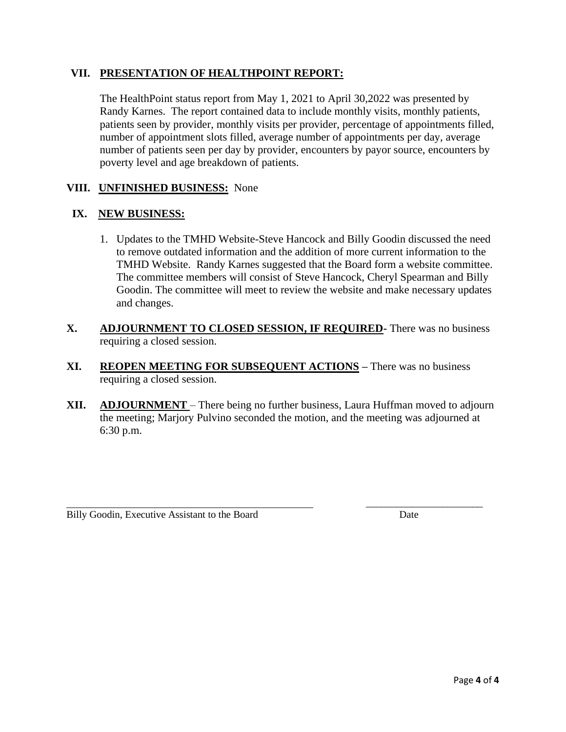## VII. PRESENTATION OF HEALTHPOINT REPORT:

The HealthPoint status report from May 1, 2021 to April 30,2022 was presented by Randy Karnes. The report contained data to include monthly visits, monthly patients, patients seen by provider, monthly visits per provider, percentage of appointments filled, number of appointment slots filled, average number of appointments per day, average number of patients seen per day by provider, encounters by payor source, encounters by poverty level and age breakdown of patients.

## VIII. UNFINISHED BUSINESS: None

## IX. NEW BUSINESS:

1. Updates to the TMHD Website-Steve Hancock and Billy Goodin discussed the need to remove outdated information and the addition of more current information to the TMHD Website. Randy Karnes suggested that the Board form a website committee. The committee members will consist of Steve Hancock, Cheryl Spearman and Billy Goodin. The committee will meet to review the website and make necessary updates and changes.

**X. ADJOURNMENT TO CLOSED SESSION, IF REQUIRED-** There was no business requiring a closed session.

**XI. REOPEN MEETING FOR SUBSEQUENT ACTIONS –** There was no business requiring a closed session.

**XII. ADJOURNMENT –** There being no further business, Laura Huffman moved to adjourn the meeting; Marjory Pulvino seconded the motion, and the meeting was adjourned at 6:30 p.m.

\_\_\_\_\_\_\_\_\_\_\_\_\_\_\_\_\_\_\_\_\_\_\_\_\_\_\_\_\_\_\_\_\_\_\_\_\_\_\_\_\_\_ \_\_\_\_\_\_\_\_\_\_\_\_\_\_\_\_\_\_\_\_\_\_

Billy Goodin, Executive Assistant to the Board Date